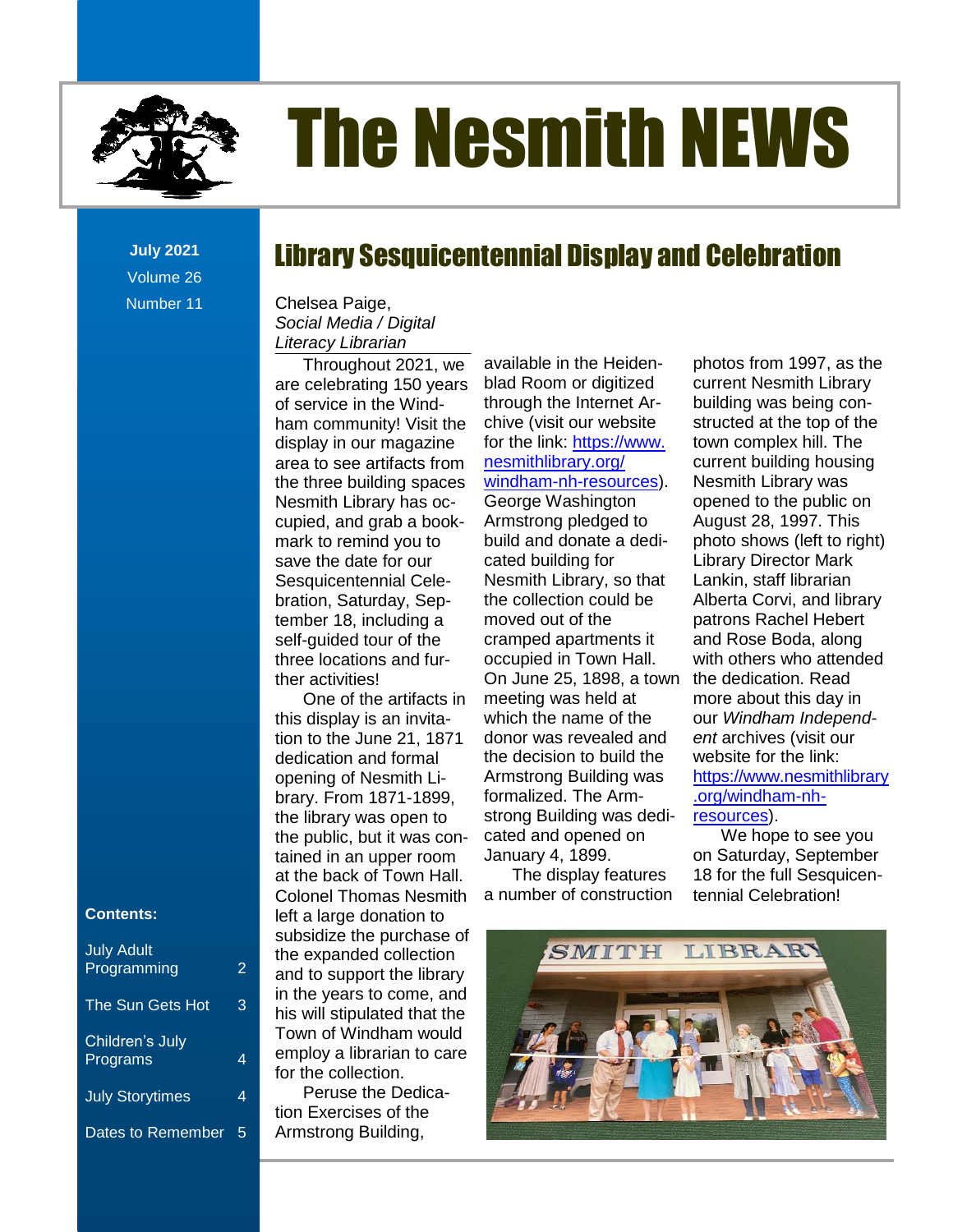# The Nesmith NEWS

**July 2021**
Volume 26
Number 11

## Library Sesquicentennial Display and Celebration

Chelsea Paige,
*Social Media / Digital Literacy Librarian*

Throughout 2021, we are celebrating 150 years of service in the Windham community! Visit the display in our magazine area to see artifacts from the three building spaces Nesmith Library has occupied, and grab a bookmark to remind you to save the date for our Sesquicentennial Celebration, Saturday, September 18, including a self-guided tour of the three locations and further activities!

One of the artifacts in this display is an invitation to the June 21, 1871 dedication and formal opening of Nesmith Library. From 1871-1899, the library was open to the public, but it was contained in an upper room at the back of Town Hall. Colonel Thomas Nesmith left a large donation to subsidize the purchase of the expanded collection and to support the library in the years to come, and his will stipulated that the Town of Windham would employ a librarian to care for the collection.

Peruse the Dedication Exercises of the Armstrong Building, available in the Heidenblad Room or digitized through the Internet Archive (visit our website for the link: https://www.nesmithlibrary.org/windham-nh-resources). George Washington Armstrong pledged to build and donate a dedicated building for Nesmith Library, so that the collection could be moved out of the cramped apartments it occupied in Town Hall. On June 25, 1898, a town meeting was held at which the name of the donor was revealed and the decision to build the Armstrong Building was formalized. The Armstrong Building was dedicated and opened on January 4, 1899.

The display features a number of construction photos from 1997, as the current Nesmith Library building was being constructed at the top of the town complex hill. The current building housing Nesmith Library was opened to the public on August 28, 1997. This photo shows (left to right) Library Director Mark Lankin, staff librarian Alberta Corvi, and library patrons Rachel Hebert and Rose Boda, along with others who attended the dedication. Read more about this day in our *Windham Independent* archives (visit our website for the link: https://www.nesmithlibrary.org/windham-nh-resources).

We hope to see you on Saturday, September 18 for the full Sesquicentennial Celebration!

**Contents:**

| | |
|---|---|
| July Adult Programming | 2 |
| The Sun Gets Hot | 3 |
| Children's July Programs | 4 |
| July Storytimes | 4 |
| Dates to Remember | 5 |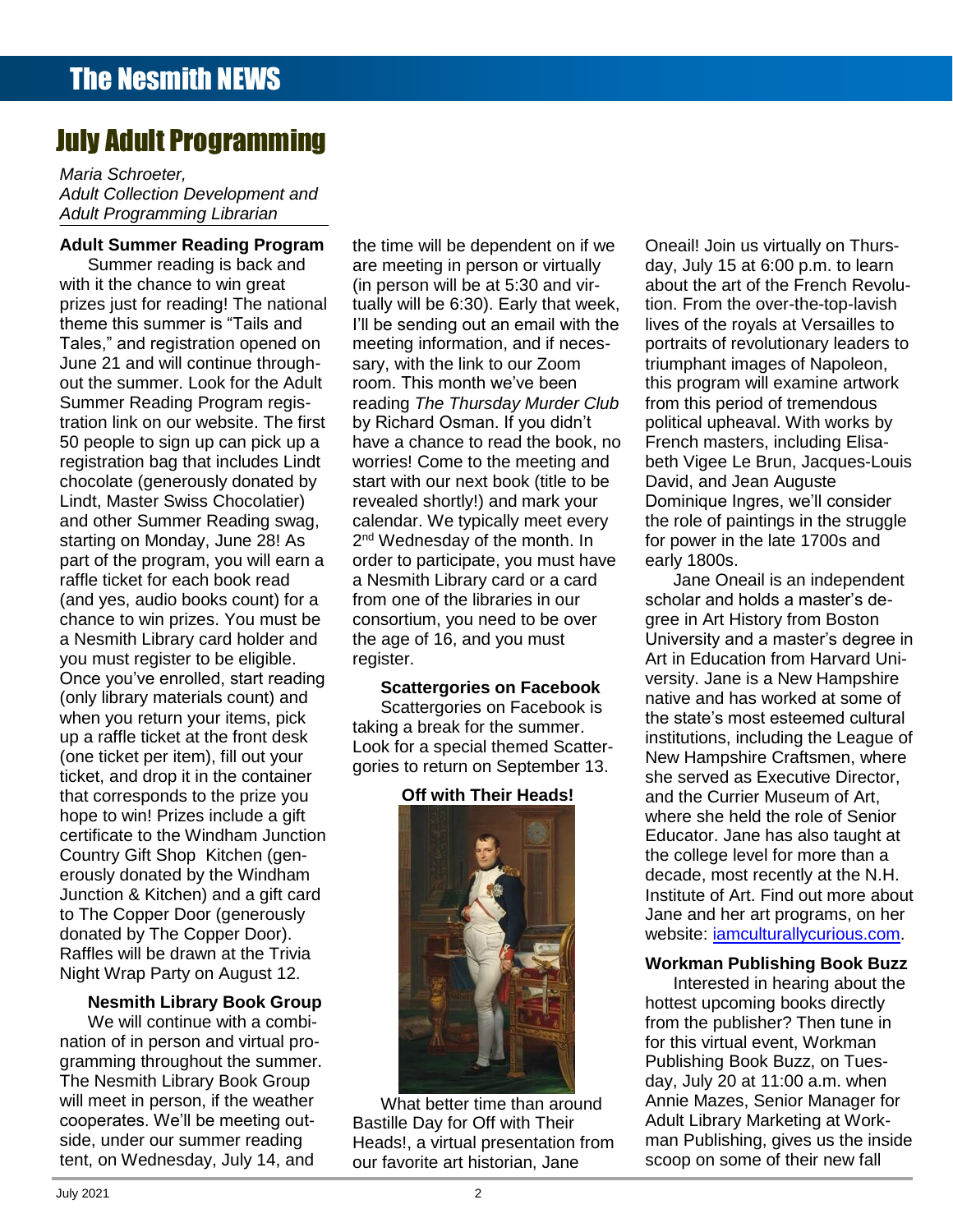# July Adult Programming

*Maria Schroeter,*
*Adult Collection Development and*
*Adult Programming Librarian*

**Adult Summer Reading Program**

Summer reading is back and with it the chance to win great prizes just for reading! The national theme this summer is "Tails and Tales," and registration opened on June 21 and will continue throughout the summer. Look for the Adult Summer Reading Program registration link on our website. The first 50 people to sign up can pick up a registration bag that includes Lindt chocolate (generously donated by Lindt, Master Swiss Chocolatier) and other Summer Reading swag, starting on Monday, June 28! As part of the program, you will earn a raffle ticket for each book read (and yes, audio books count) for a chance to win prizes. You must be a Nesmith Library card holder and you must register to be eligible. Once you've enrolled, start reading (only library materials count) and when you return your items, pick up a raffle ticket at the front desk (one ticket per item), fill out your ticket, and drop it in the container that corresponds to the prize you hope to win! Prizes include a gift certificate to the Windham Junction Country Gift Shop Kitchen (generously donated by the Windham Junction & Kitchen) and a gift card to The Copper Door (generously donated by The Copper Door). Raffles will be drawn at the Trivia Night Wrap Party on August 12.

**Nesmith Library Book Group**

We will continue with a combination of in person and virtual programming throughout the summer. The Nesmith Library Book Group will meet in person, if the weather cooperates. We'll be meeting outside, under our summer reading tent, on Wednesday, July 14, and the time will be dependent on if we are meeting in person or virtually (in person will be at 5:30 and virtually will be 6:30). Early that week, I'll be sending out an email with the meeting information, and if necessary, with the link to our Zoom room. This month we've been reading *The Thursday Murder Club* by Richard Osman. If you didn't have a chance to read the book, no worries! Come to the meeting and start with our next book (title to be revealed shortly!) and mark your calendar. We typically meet every 2nd Wednesday of the month. In order to participate, you must have a Nesmith Library card or a card from one of the libraries in our consortium, you need to be over the age of 16, and you must register.

**Scattergories on Facebook**

Scattergories on Facebook is taking a break for the summer. Look for a special themed Scattergories to return on September 13.

**Off with Their Heads!**

What better time than around Bastille Day for Off with Their Heads!, a virtual presentation from our favorite art historian, Jane Oneail! Join us virtually on Thursday, July 15 at 6:00 p.m. to learn about the art of the French Revolution. From the over-the-top-lavish lives of the royals at Versailles to portraits of revolutionary leaders to triumphant images of Napoleon, this program will examine artwork from this period of tremendous political upheaval. With works by French masters, including Elisabeth Vigee Le Brun, Jacques-Louis David, and Jean Auguste Dominique Ingres, we'll consider the role of paintings in the struggle for power in the late 1700s and early 1800s.

Jane Oneail is an independent scholar and holds a master's degree in Art History from Boston University and a master's degree in Art in Education from Harvard University. Jane is a New Hampshire native and has worked at some of the state's most esteemed cultural institutions, including the League of New Hampshire Craftsmen, where she served as Executive Director, and the Currier Museum of Art, where she held the role of Senior Educator. Jane has also taught at the college level for more than a decade, most recently at the N.H. Institute of Art. Find out more about Jane and her art programs, on her website: iamculturallycurious.com.

**Workman Publishing Book Buzz**

Interested in hearing about the hottest upcoming books directly from the publisher? Then tune in for this virtual event, Workman Publishing Book Buzz, on Tuesday, July 20 at 11:00 a.m. when Annie Mazes, Senior Manager for Adult Library Marketing at Workman Publishing, gives us the inside scoop on some of their new fall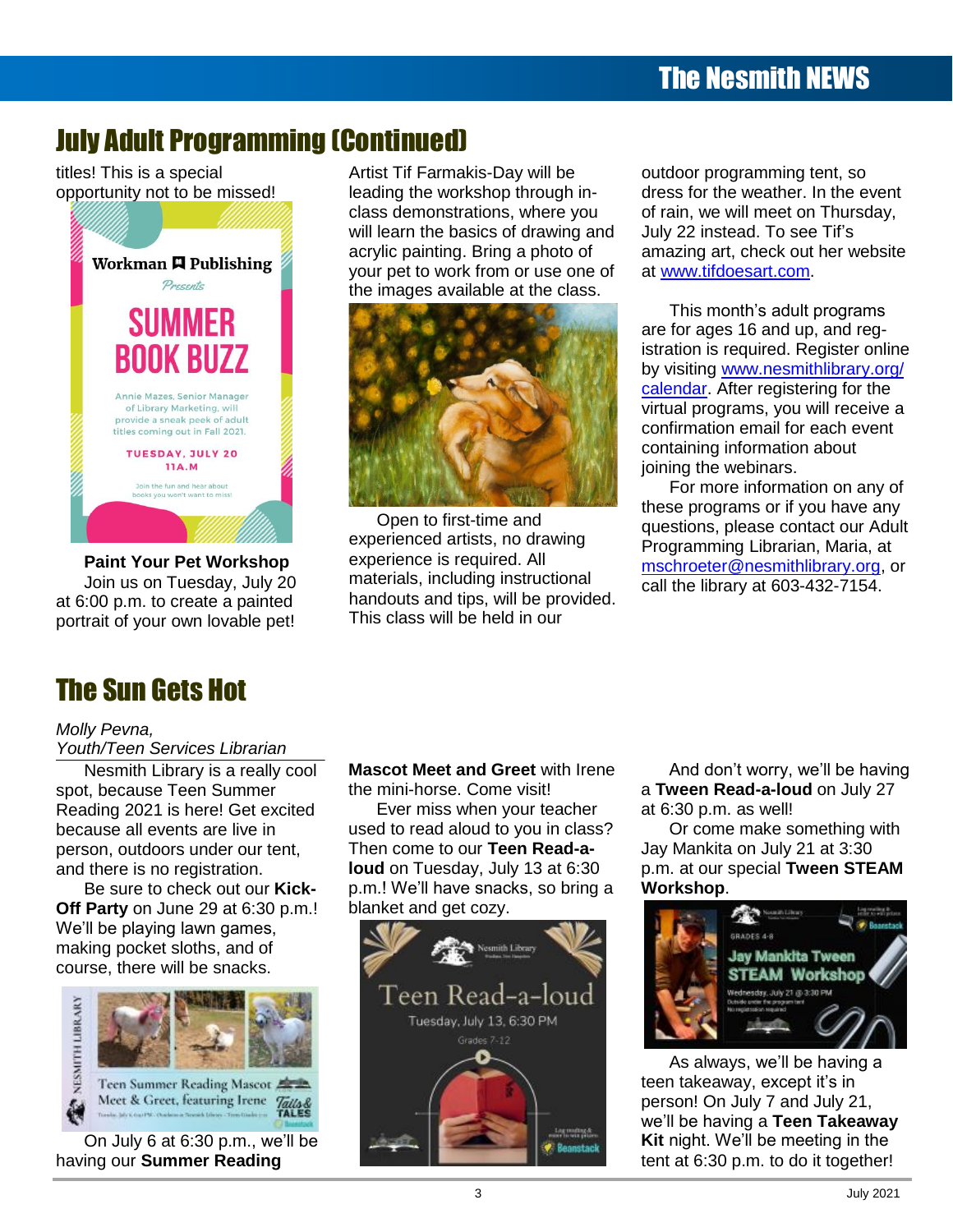# July Adult Programming (Continued)

titles! This is a special opportunity not to be missed!

**Paint Your Pet Workshop**

Join us on Tuesday, July 20 at 6:00 p.m. to create a painted portrait of your own lovable pet! Artist Tif Farmakis-Day will be leading the workshop through in-class demonstrations, where you will learn the basics of drawing and acrylic painting. Bring a photo of your pet to work from or use one of the images available at the class.

Open to first-time and experienced artists, no drawing experience is required. All materials, including instructional handouts and tips, will be provided. This class will be held in our outdoor programming tent, so dress for the weather. In the event of rain, we will meet on Thursday, July 22 instead. To see Tif's amazing art, check out her website at www.tifdoesart.com.

This month's adult programs are for ages 16 and up, and registration is required. Register online by visiting www.nesmithlibrary.org/calendar. After registering for the virtual programs, you will receive a confirmation email for each event containing information about joining the webinars.

For more information on any of these programs or if you have any questions, please contact our Adult Programming Librarian, Maria, at mschroeter@nesmithlibrary.org, or call the library at 603-432-7154.

# The Sun Gets Hot

*Molly Pevna, Youth/Teen Services Librarian*

Nesmith Library is a really cool spot, because Teen Summer Reading 2021 is here! Get excited because all events are live in person, outdoors under our tent, and there is no registration.

Be sure to check out our **Kick-Off Party** on June 29 at 6:30 p.m.! We'll be playing lawn games, making pocket sloths, and of course, there will be snacks.

On July 6 at 6:30 p.m., we'll be having our **Summer Reading Mascot Meet and Greet** with Irene the mini-horse. Come visit!

Ever miss when your teacher used to read aloud to you in class? Then come to our **Teen Read-a-loud** on Tuesday, July 13 at 6:30 p.m.! We'll have snacks, so bring a blanket and get cozy.

And don't worry, we'll be having a **Tween Read-a-loud** on July 27 at 6:30 p.m. as well!

Or come make something with Jay Mankita on July 21 at 3:30 p.m. at our special **Tween STEAM Workshop**.

As always, we'll be having a teen takeaway, except it's in person! On July 7 and July 21, we'll be having a **Teen Takeaway Kit** night. We'll be meeting in the tent at 6:30 p.m. to do it together!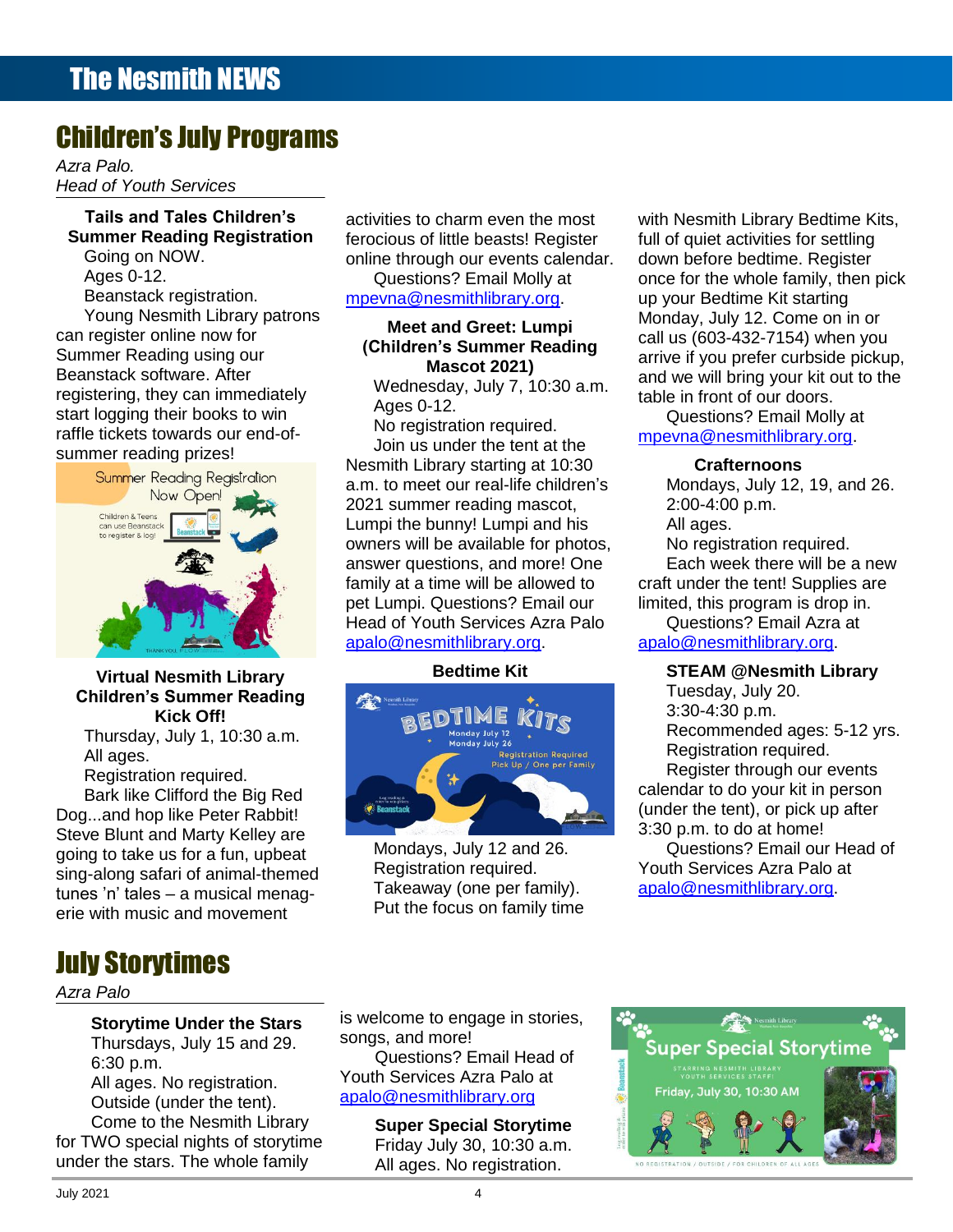## Children's July Programs

*Azra Palo.*
*Head of Youth Services*

**Tails and Tales Children's Summer Reading Registration**

Going on NOW.
Ages 0-12.
Beanstack registration.

Young Nesmith Library patrons can register online now for Summer Reading using our Beanstack software. After registering, they can immediately start logging their books to win raffle tickets towards our end-of-summer reading prizes!

**Virtual Nesmith Library Children's Summer Reading Kick Off!**

Thursday, July 1, 10:30 a.m.
All ages.
Registration required.

Bark like Clifford the Big Red Dog...and hop like Peter Rabbit! Steve Blunt and Marty Kelley are going to take us for a fun, upbeat sing-along safari of animal-themed tunes 'n' tales – a musical menagerie with music and movement activities to charm even the most ferocious of little beasts! Register online through our events calendar.

Questions? Email Molly at mpevna@nesmithlibrary.org.

**Meet and Greet: Lumpi (Children's Summer Reading Mascot 2021)**

Wednesday, July 7, 10:30 a.m.
Ages 0-12.
No registration required.

Join us under the tent at the Nesmith Library starting at 10:30 a.m. to meet our real-life children's 2021 summer reading mascot, Lumpi the bunny! Lumpi and his owners will be available for photos, answer questions, and more! One family at a time will be allowed to pet Lumpi. Questions? Email our Head of Youth Services Azra Palo apalo@nesmithlibrary.org.

**Bedtime Kit**

Mondays, July 12 and 26.
Registration required.
Takeaway (one per family).

Put the focus on family time with Nesmith Library Bedtime Kits, full of quiet activities for settling down before bedtime. Register once for the whole family, then pick up your Bedtime Kit starting Monday, July 12. Come on in or call us (603-432-7154) when you arrive if you prefer curbside pickup, and we will bring your kit out to the table in front of our doors.

Questions? Email Molly at mpevna@nesmithlibrary.org.

**Crafternoons**

Mondays, July 12, 19, and 26.
2:00-4:00 p.m.
All ages.
No registration required.

Each week there will be a new craft under the tent! Supplies are limited, this program is drop in.

Questions? Email Azra at apalo@nesmithlibrary.org.

**STEAM @Nesmith Library**

Tuesday, July 20.
3:30-4:30 p.m.
Recommended ages: 5-12 yrs.
Registration required.

Register through our events calendar to do your kit in person (under the tent), or pick up after 3:30 p.m. to do at home!

Questions? Email our Head of Youth Services Azra Palo at apalo@nesmithlibrary.org.

## July Storytimes

*Azra Palo*

**Storytime Under the Stars**

Thursdays, July 15 and 29.
6:30 p.m.
All ages. No registration.
Outside (under the tent).

Come to the Nesmith Library for TWO special nights of storytime under the stars. The whole family is welcome to engage in stories, songs, and more!

Questions? Email Head of Youth Services Azra Palo at apalo@nesmithlibrary.org

**Super Special Storytime**

Friday July 30, 10:30 a.m.
All ages. No registration.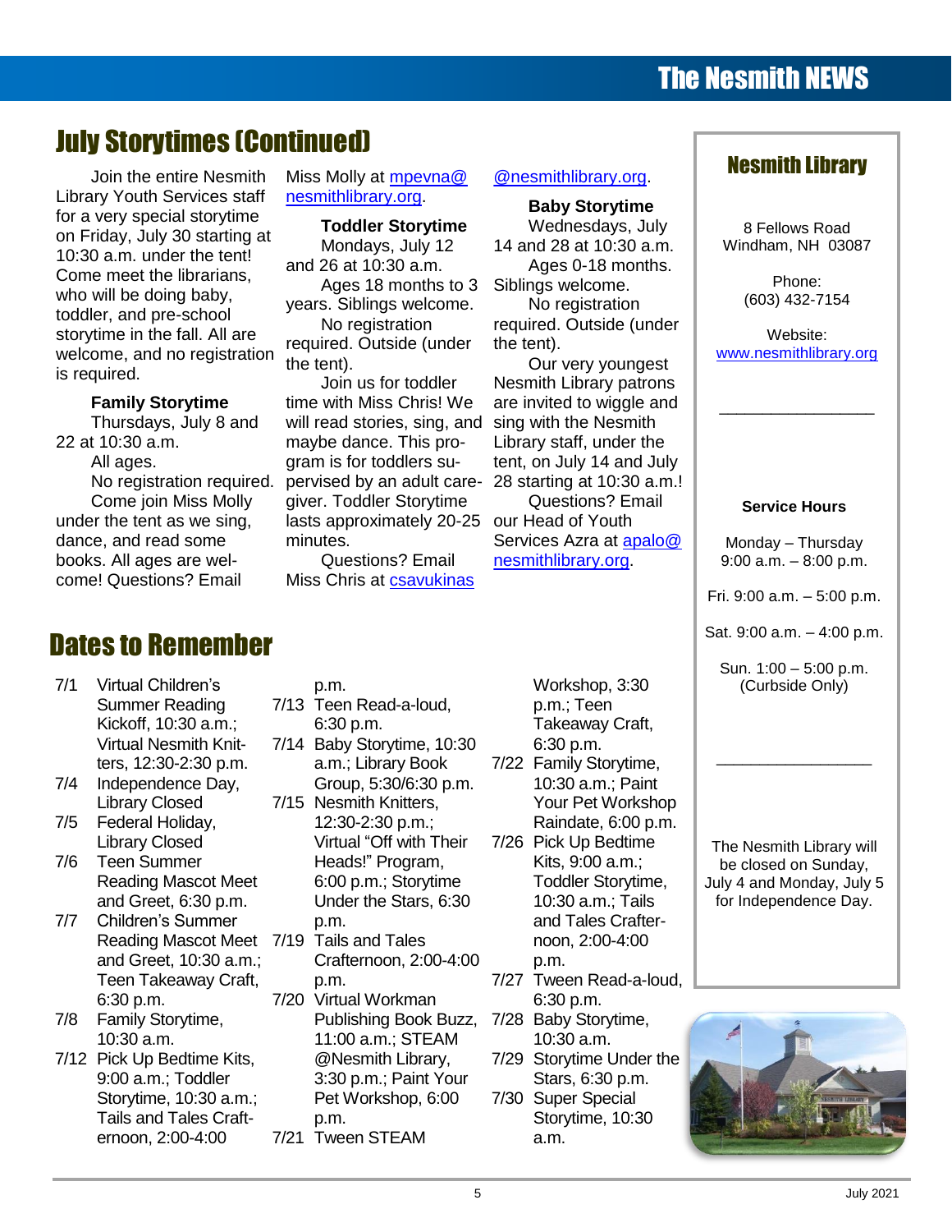## July Storytimes (Continued)

Join the entire Nesmith Library Youth Services staff for a very special storytime on Friday, July 30 starting at 10:30 a.m. under the tent! Come meet the librarians, who will be doing baby, toddler, and pre-school storytime in the fall. All are welcome, and no registration is required.

**Family Storytime**

Thursdays, July 8 and 22 at 10:30 a.m.

All ages.

No registration required.

Come join Miss Molly under the tent as we sing, dance, and read some books. All ages are welcome! Questions? Email Miss Molly at mpevna@nesmithlibrary.org.

**Toddler Storytime**

Mondays, July 12 and 26 at 10:30 a.m.

Ages 18 months to 3 years. Siblings welcome.

No registration required. Outside (under the tent).

Join us for toddler time with Miss Chris! We will read stories, sing, and maybe dance. This program is for toddlers supervised by an adult caregiver. Toddler Storytime lasts approximately 20-25 minutes.

Questions? Email Miss Chris at csavukinas@nesmithlibrary.org.

**Baby Storytime**

Wednesdays, July 14 and 28 at 10:30 a.m.

Ages 0-18 months. Siblings welcome.

No registration required. Outside (under the tent).

Our very youngest Nesmith Library patrons are invited to wiggle and sing with the Nesmith Library staff, under the tent, on July 14 and July 28 starting at 10:30 a.m.!

Questions? Email our Head of Youth Services Azra at apalo@nesmithlibrary.org.

## Dates to Remember

- 7/1 Virtual Children's Summer Reading Kickoff, 10:30 a.m.; Virtual Nesmith Knitters, 12:30-2:30 p.m.
- 7/4 Independence Day, Library Closed
- 7/5 Federal Holiday, Library Closed
- 7/6 Teen Summer Reading Mascot Meet and Greet, 6:30 p.m.
- 7/7 Children's Summer Reading Mascot Meet and Greet, 10:30 a.m.; Teen Takeaway Craft, 6:30 p.m.
- 7/8 Family Storytime, 10:30 a.m.
- 7/12 Pick Up Bedtime Kits, 9:00 a.m.; Toddler Storytime, 10:30 a.m.; Tails and Tales Crafternoon, 2:00-4:00 p.m.
- 7/13 Teen Read-a-loud, 6:30 p.m.
- 7/14 Baby Storytime, 10:30 a.m.; Library Book Group, 5:30/6:30 p.m.
- 7/15 Nesmith Knitters, 12:30-2:30 p.m.; Virtual "Off with Their Heads!" Program, 6:00 p.m.; Storytime Under the Stars, 6:30 p.m.
- 7/19 Tails and Tales Crafternoon, 2:00-4:00 p.m.
- 7/20 Virtual Workman Publishing Book Buzz, 11:00 a.m.; STEAM @Nesmith Library, 3:30 p.m.; Paint Your Pet Workshop, 6:00 p.m.
- 7/21 Tween STEAM Workshop, 3:30 p.m.; Teen Takeaway Craft, 6:30 p.m.
- 7/22 Family Storytime, 10:30 a.m.; Paint Your Pet Workshop Raindate, 6:00 p.m.
- 7/26 Pick Up Bedtime Kits, 9:00 a.m.; Toddler Storytime, 10:30 a.m.; Tails and Tales Crafternoon, 2:00-4:00 p.m.
- 7/27 Tween Read-a-loud, 6:30 p.m.
- 7/28 Baby Storytime, 10:30 a.m.
- 7/29 Storytime Under the Stars, 6:30 p.m.
- 7/30 Super Special Storytime, 10:30 a.m.

## Nesmith Library

8 Fellows Road
Windham, NH 03087

Phone:
(603) 432-7154

Website:
www.nesmithlibrary.org

**Service Hours**

Monday – Thursday
9:00 a.m. – 8:00 p.m.

Fri. 9:00 a.m. – 5:00 p.m.

Sat. 9:00 a.m. – 4:00 p.m.

Sun. 1:00 – 5:00 p.m.
(Curbside Only)

The Nesmith Library will be closed on Sunday, July 4 and Monday, July 5 for Independence Day.